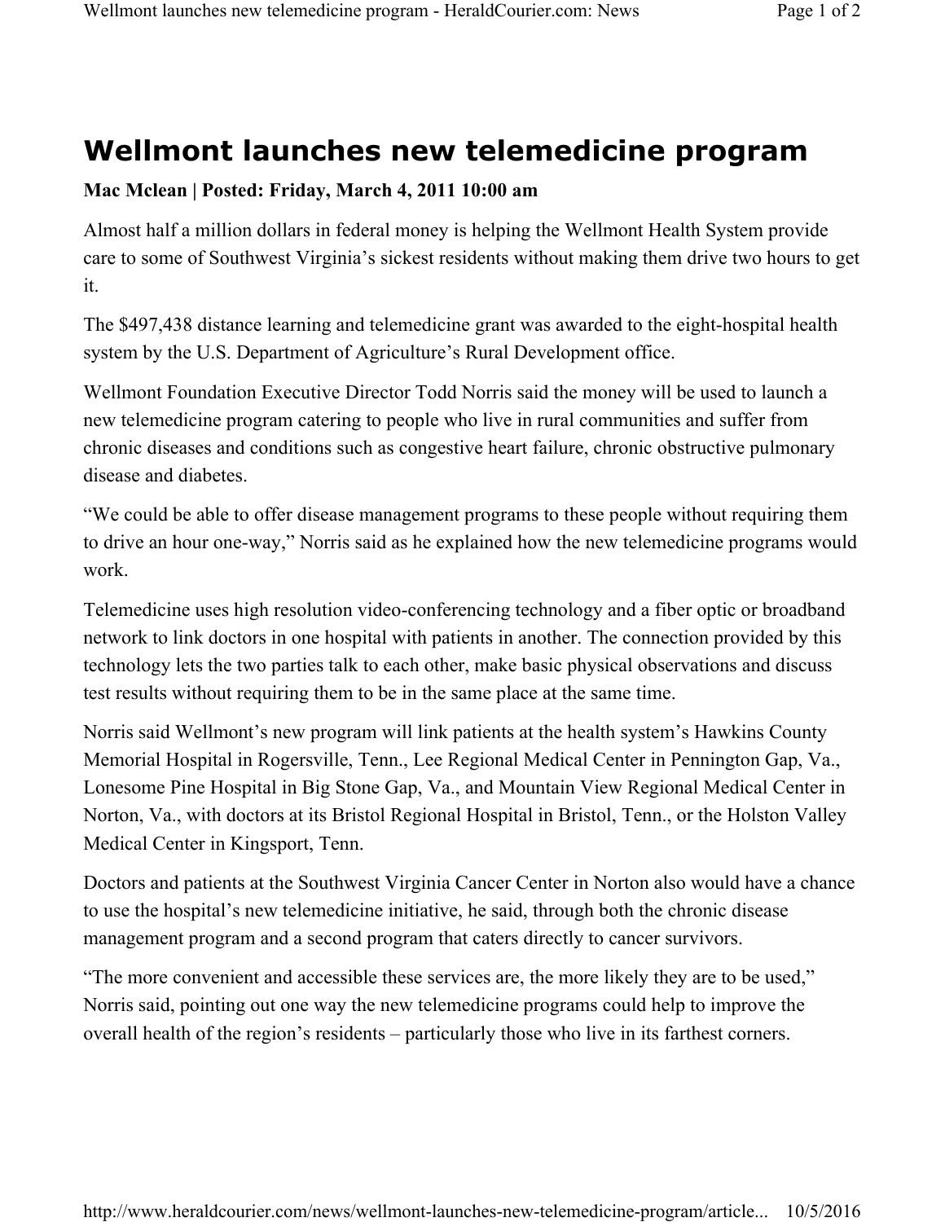# Wellmont launches new telemedicine program

**Mac Mclean | Posted: Friday, March 4, 2011 10:00 am**

Almost half a million dollars in federal money is helping the Wellmont Health System provide care to some of Southwest Virginia's sickest residents without making them drive two hours to get it.

The $497,438 distance learning and telemedicine grant was awarded to the eight-hospital health system by the U.S. Department of Agriculture's Rural Development office.

Wellmont Foundation Executive Director Todd Norris said the money will be used to launch a new telemedicine program catering to people who live in rural communities and suffer from chronic diseases and conditions such as congestive heart failure, chronic obstructive pulmonary disease and diabetes.

"We could be able to offer disease management programs to these people without requiring them to drive an hour one-way," Norris said as he explained how the new telemedicine programs would work.

Telemedicine uses high resolution video-conferencing technology and a fiber optic or broadband network to link doctors in one hospital with patients in another. The connection provided by this technology lets the two parties talk to each other, make basic physical observations and discuss test results without requiring them to be in the same place at the same time.

Norris said Wellmont's new program will link patients at the health system's Hawkins County Memorial Hospital in Rogersville, Tenn., Lee Regional Medical Center in Pennington Gap, Va., Lonesome Pine Hospital in Big Stone Gap, Va., and Mountain View Regional Medical Center in Norton, Va., with doctors at its Bristol Regional Hospital in Bristol, Tenn., or the Holston Valley Medical Center in Kingsport, Tenn.

Doctors and patients at the Southwest Virginia Cancer Center in Norton also would have a chance to use the hospital's new telemedicine initiative, he said, through both the chronic disease management program and a second program that caters directly to cancer survivors.

"The more convenient and accessible these services are, the more likely they are to be used," Norris said, pointing out one way the new telemedicine programs could help to improve the overall health of the region's residents – particularly those who live in its farthest corners.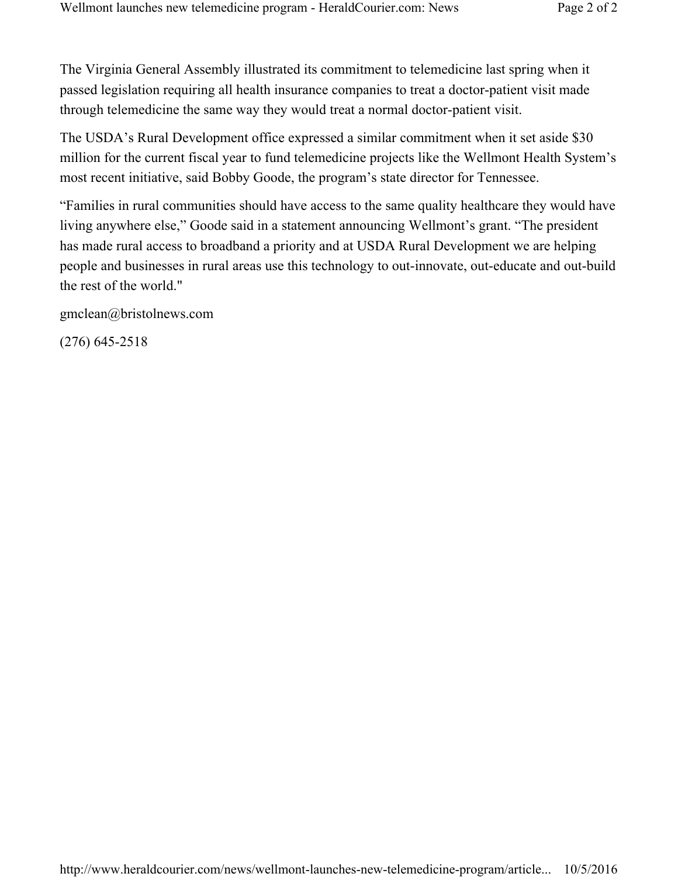The Virginia General Assembly illustrated its commitment to telemedicine last spring when it passed legislation requiring all health insurance companies to treat a doctor-patient visit made through telemedicine the same way they would treat a normal doctor-patient visit.

The USDA's Rural Development office expressed a similar commitment when it set aside $30 million for the current fiscal year to fund telemedicine projects like the Wellmont Health System's most recent initiative, said Bobby Goode, the program's state director for Tennessee.

"Families in rural communities should have access to the same quality healthcare they would have living anywhere else," Goode said in a statement announcing Wellmont's grant. "The president has made rural access to broadband a priority and at USDA Rural Development we are helping people and businesses in rural areas use this technology to out-innovate, out-educate and out-build the rest of the world."

gmclean@bristolnews.com

(276) 645-2518